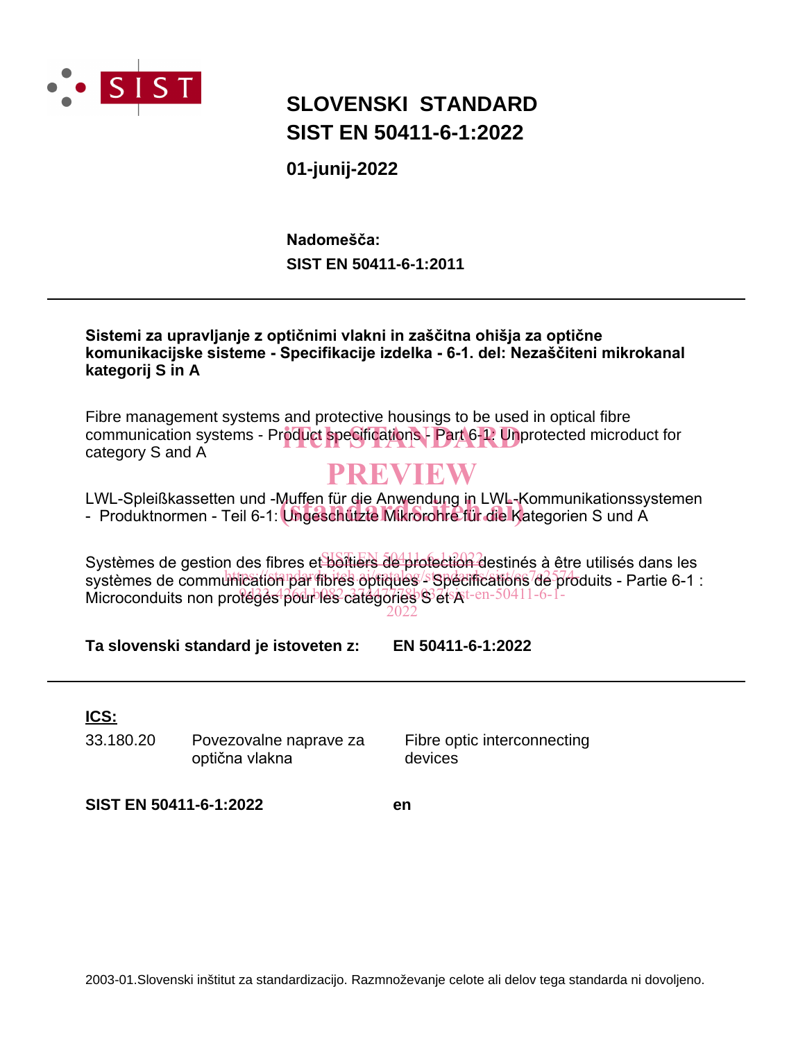SIST

# SLOVENSKI STANDARD
# SIST EN 50411-6-1:2022

**01-junij-2022**

**Nadomešča:**
**SIST EN 50411-6-1:2011**

---

**Sistemi za upravljanje z optičnimi vlakni in zaščitna ohišja za optične komunikacijske sisteme - Specifikacije izdelka - 6-1. del: Nezaščiteni mikrokanal kategorij S in A**

Fibre management systems and protective housings to be used in optical fibre communication systems - Product specifications - Part 6-1: Unprotected microduct for category S and A

LWL-Spleißkassetten und -Muffen für die Anwendung in LWL-Kommunikationssystemen - Produktnormen - Teil 6-1: Ungeschützte Mikrorohre für die Kategorien S und A

Systèmes de gestion des fibres et boîtiers de protection destinés à être utilisés dans les systèmes de communication par fibres optiques - Spécifications de produits - Partie 6-1 : Microconduits non protégés pour les catégories S et A

**Ta slovenski standard je istoveten z:** **EN 50411-6-1:2022**

---

**ICS:**

| | | |
|---|---|---|
| 33.180.20 | Povezovalne naprave za optična vlakna | Fibre optic interconnecting devices |

**SIST EN 50411-6-1:2022** **en**

2003-01.Slovenski inštitut za standardizacijo. Razmnoževanje celote ali delov tega standarda ni dovoljeno.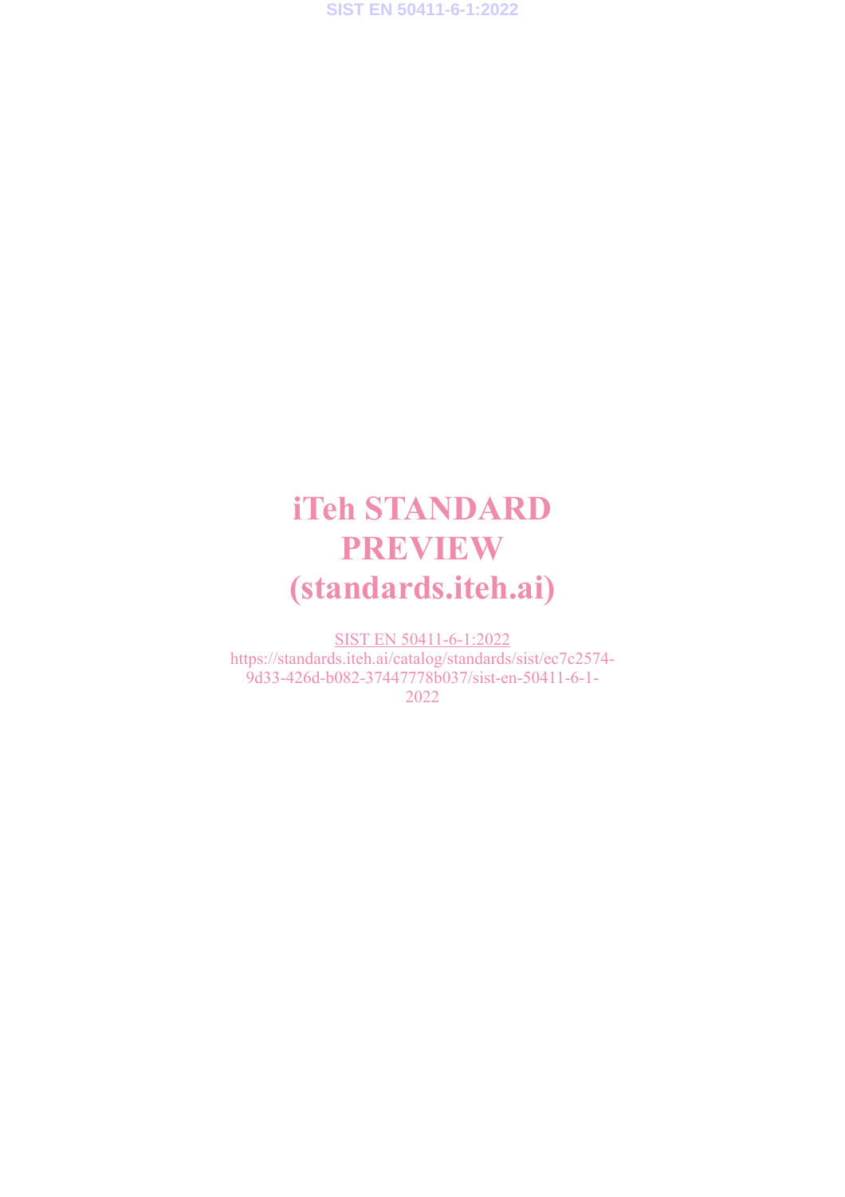# iTeh STANDARD PREVIEW
# (standards.iteh.ai)

SIST EN 50411-6-1:2022
https://standards.iteh.ai/catalog/standards/sist/ec7c2574-9d33-426d-b082-37447778b037/sist-en-50411-6-1-2022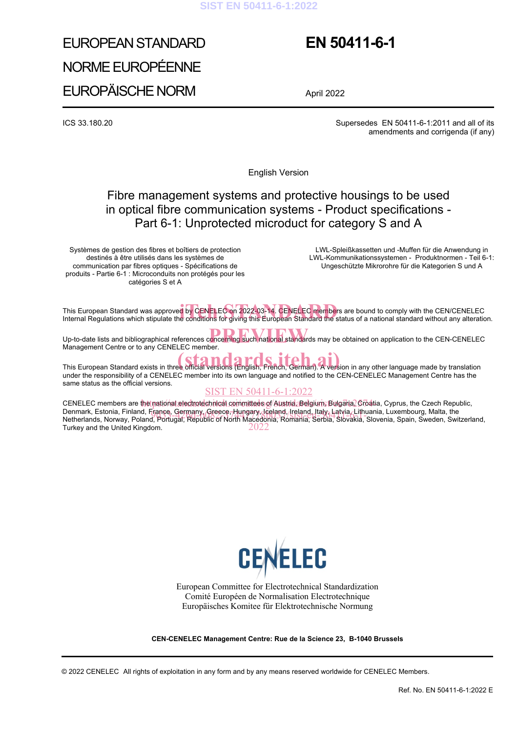EUROPEAN STANDARD

NORME EUROPÉENNE

EUROPÄISCHE NORM

**EN 50411-6-1**

April 2022

ICS 33.180.20

Supersedes EN 50411-6-1:2011 and all of its amendments and corrigenda (if any)

English Version

# Fibre management systems and protective housings to be used in optical fibre communication systems - Product specifications - Part 6-1: Unprotected microduct for category S and A

Systèmes de gestion des fibres et boîtiers de protection destinés à être utilisés dans les systèmes de communication par fibres optiques - Spécifications de produits - Partie 6-1 : Microconduits non protégés pour les catégories S et A

LWL-Spleißkassetten und -Muffen für die Anwendung in LWL-Kommunikationssystemen - Produktnormen - Teil 6-1: Ungeschützte Mikrorohre für die Kategorien S und A

This European Standard was approved by CENELEC on 2022-03-14. CENELEC members are bound to comply with the CEN/CENELEC Internal Regulations which stipulate the conditions for giving this European Standard the status of a national standard without any alteration.

Up-to-date lists and bibliographical references concerning such national standards may be obtained on application to the CEN-CENELEC Management Centre or to any CENELEC member.

This European Standard exists in three official versions (English, French, German). A version in any other language made by translation under the responsibility of a CENELEC member into its own language and notified to the CEN-CENELEC Management Centre has the same status as the official versions.

CENELEC members are the national electrotechnical committees of Austria, Belgium, Bulgaria, Croatia, Cyprus, the Czech Republic, Denmark, Estonia, Finland, France, Germany, Greece, Hungary, Iceland, Ireland, Italy, Latvia, Lithuania, Luxembourg, Malta, the Netherlands, Norway, Poland, Portugal, Republic of North Macedonia, Romania, Serbia, Slovakia, Slovenia, Spain, Sweden, Switzerland, Turkey and the United Kingdom.

European Committee for Electrotechnical Standardization
Comité Européen de Normalisation Electrotechnique
Europäisches Komitee für Elektrotechnische Normung

**CEN-CENELEC Management Centre: Rue de la Science 23, B-1040 Brussels**

© 2022 CENELEC All rights of exploitation in any form and by any means reserved worldwide for CENELEC Members.

Ref. No. EN 50411-6-1:2022 E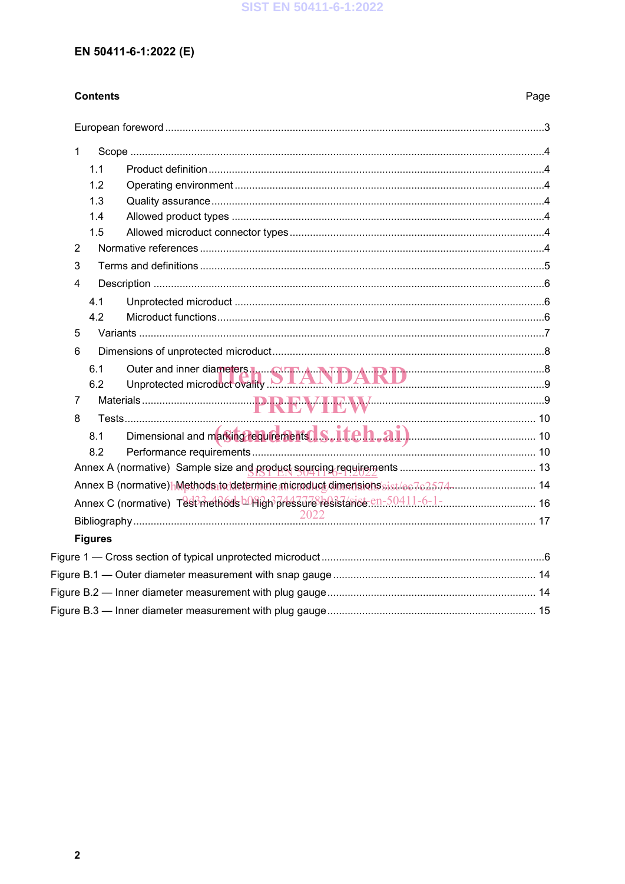EN 50411-6-1:2022 (E)

**Contents** Page

European foreword ..... 3

1 Scope ..... 4

1.1 Product definition ..... 4

1.2 Operating environment ..... 4

1.3 Quality assurance ..... 4

1.4 Allowed product types ..... 4

1.5 Allowed microduct connector types ..... 4

2 Normative references ..... 4

3 Terms and definitions ..... 5

4 Description ..... 6

4.1 Unprotected microduct ..... 6

4.2 Microduct functions ..... 6

5 Variants ..... 7

6 Dimensions of unprotected microduct ..... 8

6.1 Outer and inner diameters ..... 8

6.2 Unprotected microduct ovality ..... 9

7 Materials ..... 9

8 Tests ..... 10

8.1 Dimensional and marking requirements ..... 10

8.2 Performance requirements ..... 10

Annex A (normative) Sample size and product sourcing requirements ..... 13

Annex B (normative) Methods to determine microduct dimensions ..... 14

Annex C (normative) Test methods – High pressure resistance ..... 16

Bibliography ..... 17

**Figures**

Figure 1 — Cross section of typical unprotected microduct ..... 6

Figure B.1 — Outer diameter measurement with snap gauge ..... 14

Figure B.2 — Inner diameter measurement with plug gauge ..... 14

Figure B.3 — Inner diameter measurement with plug gauge ..... 15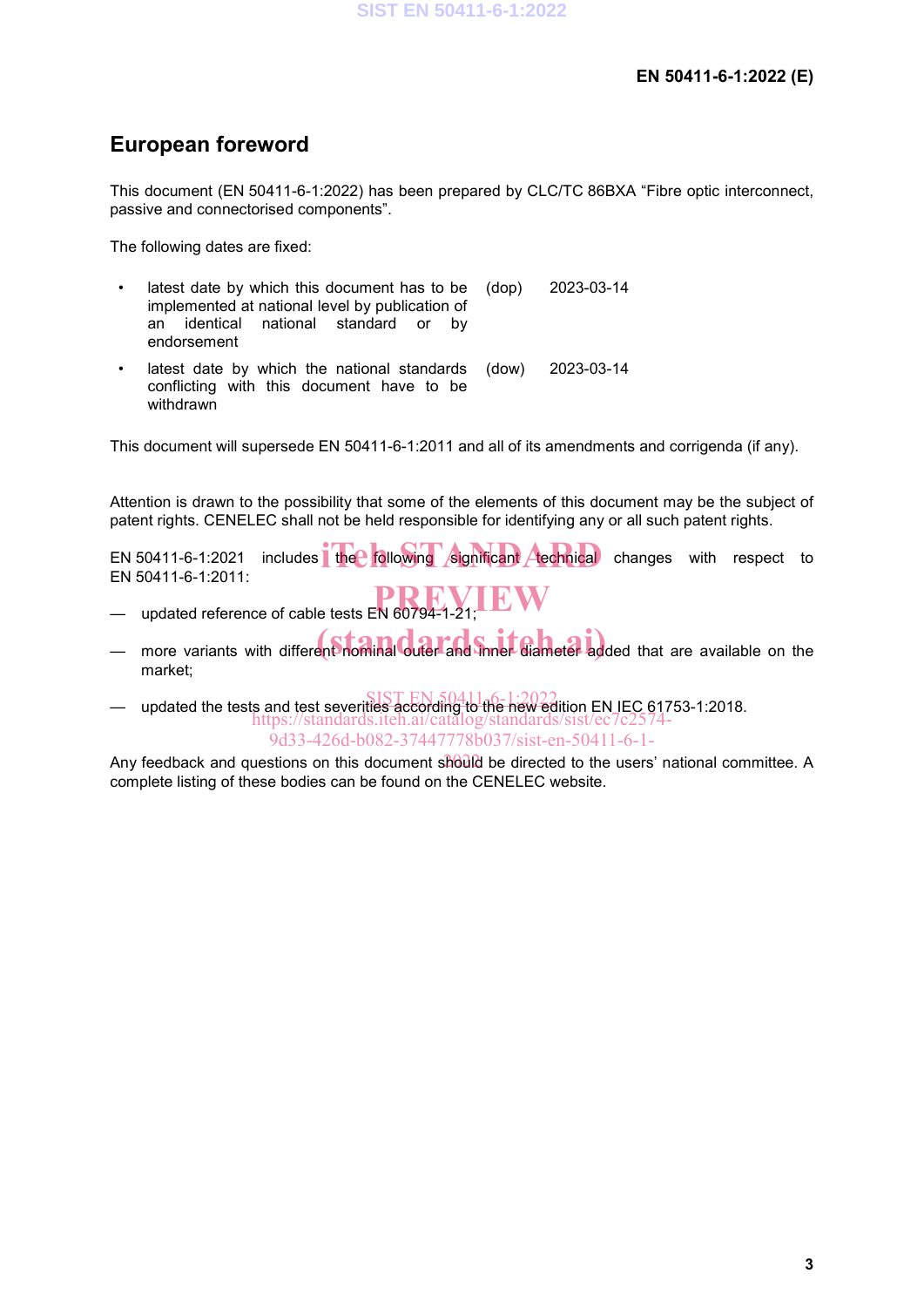# European foreword

This document (EN 50411-6-1:2022) has been prepared by CLC/TC 86BXA “Fibre optic interconnect, passive and connectorised components”.

The following dates are fixed:

- latest date by which this document has to be implemented at national level by publication of an identical national standard or by endorsement (dop) 2023-03-14
- latest date by which the national standards conflicting with this document have to be withdrawn (dow) 2023-03-14

This document will supersede EN 50411-6-1:2011 and all of its amendments and corrigenda (if any).

Attention is drawn to the possibility that some of the elements of this document may be the subject of patent rights. CENELEC shall not be held responsible for identifying any or all such patent rights.

EN 50411-6-1:2021 includes the following significant technical changes with respect to EN 50411-6-1:2011:

— updated reference of cable tests EN 60794-1-21;

— more variants with different nominal outer and inner diameter added that are available on the market;

— updated the tests and test severities according to the new edition EN IEC 61753-1:2018.

Any feedback and questions on this document should be directed to the users’ national committee. A complete listing of these bodies can be found on the CENELEC website.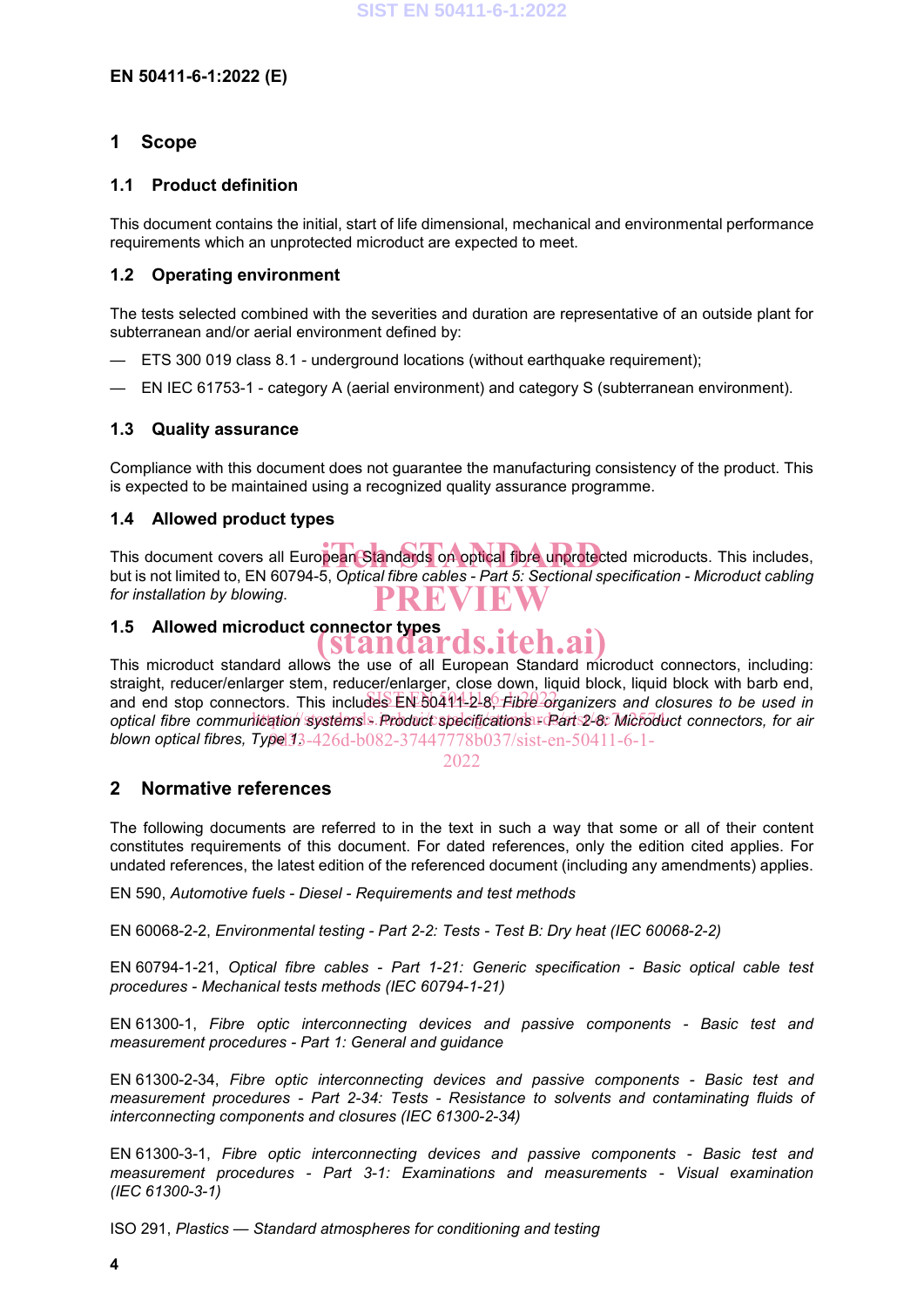## 1 Scope

### 1.1 Product definition

This document contains the initial, start of life dimensional, mechanical and environmental performance requirements which an unprotected microduct are expected to meet.

### 1.2 Operating environment

The tests selected combined with the severities and duration are representative of an outside plant for subterranean and/or aerial environment defined by:

— ETS 300 019 class 8.1 - underground locations (without earthquake requirement);

— EN IEC 61753-1 - category A (aerial environment) and category S (subterranean environment).

### 1.3 Quality assurance

Compliance with this document does not guarantee the manufacturing consistency of the product. This is expected to be maintained using a recognized quality assurance programme.

### 1.4 Allowed product types

This document covers all European Standards on optical fibre unprotected microducts. This includes, but is not limited to, EN 60794-5, *Optical fibre cables - Part 5: Sectional specification - Microduct cabling for installation by blowing*.

### 1.5 Allowed microduct connector types

This microduct standard allows the use of all European Standard microduct connectors, including: straight, reducer/enlarger stem, reducer/enlarger, close down, liquid block, liquid block with barb end, and end stop connectors. This includes EN 50411-2-8, *Fibre organizers and closures to be used in optical fibre communication systems - Product specifications - Part 2-8: Microduct connectors, for air blown optical fibres, Type 1*.

## 2 Normative references

The following documents are referred to in the text in such a way that some or all of their content constitutes requirements of this document. For dated references, only the edition cited applies. For undated references, the latest edition of the referenced document (including any amendments) applies.

EN 590, *Automotive fuels - Diesel - Requirements and test methods*

EN 60068-2-2, *Environmental testing - Part 2-2: Tests - Test B: Dry heat (IEC 60068-2-2)*

EN 60794-1-21, *Optical fibre cables - Part 1-21: Generic specification - Basic optical cable test procedures - Mechanical tests methods (IEC 60794-1-21)*

EN 61300-1, *Fibre optic interconnecting devices and passive components - Basic test and measurement procedures - Part 1: General and guidance*

EN 61300-2-34, *Fibre optic interconnecting devices and passive components - Basic test and measurement procedures - Part 2-34: Tests - Resistance to solvents and contaminating fluids of interconnecting components and closures (IEC 61300-2-34)*

EN 61300-3-1, *Fibre optic interconnecting devices and passive components - Basic test and measurement procedures - Part 3-1: Examinations and measurements - Visual examination (IEC 61300-3-1)*

ISO 291, *Plastics — Standard atmospheres for conditioning and testing*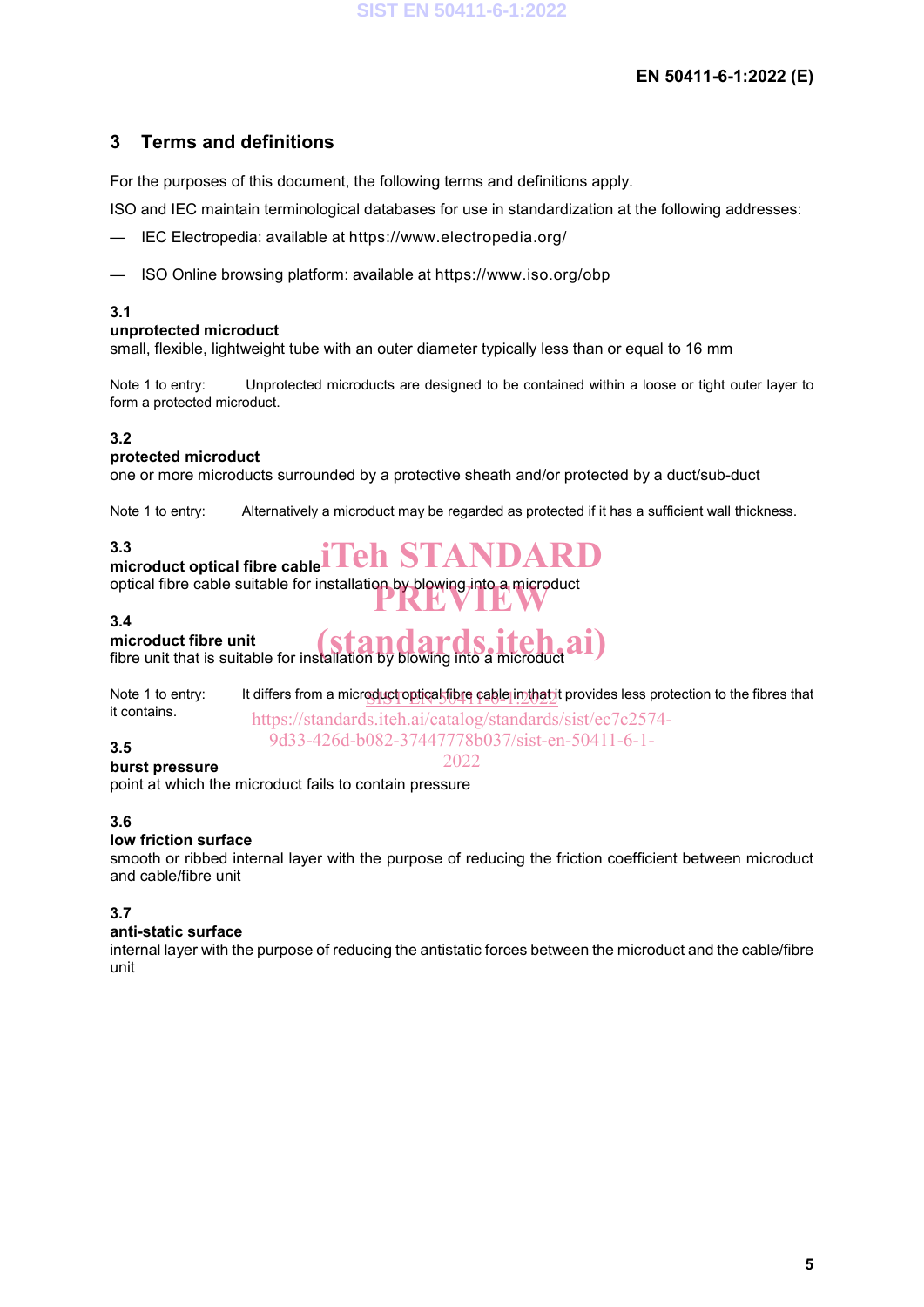## 3 Terms and definitions

For the purposes of this document, the following terms and definitions apply.

ISO and IEC maintain terminological databases for use in standardization at the following addresses:

— IEC Electropedia: available at https://www.electropedia.org/

— ISO Online browsing platform: available at https://www.iso.org/obp

**3.1**
**unprotected microduct**
small, flexible, lightweight tube with an outer diameter typically less than or equal to 16 mm

Note 1 to entry: Unprotected microducts are designed to be contained within a loose or tight outer layer to form a protected microduct.

**3.2**
**protected microduct**
one or more microducts surrounded by a protective sheath and/or protected by a duct/sub-duct

Note 1 to entry: Alternatively a microduct may be regarded as protected if it has a sufficient wall thickness.

**3.3**
**microduct optical fibre cable**
optical fibre cable suitable for installation by blowing into a microduct

**3.4**
**microduct fibre unit**
fibre unit that is suitable for installation by blowing into a microduct

Note 1 to entry: It differs from a microduct optical fibre cable in that it provides less protection to the fibres that it contains.

**3.5**
**burst pressure**
point at which the microduct fails to contain pressure

**3.6**
**low friction surface**
smooth or ribbed internal layer with the purpose of reducing the friction coefficient between microduct and cable/fibre unit

**3.7**
**anti-static surface**
internal layer with the purpose of reducing the antistatic forces between the microduct and the cable/fibre unit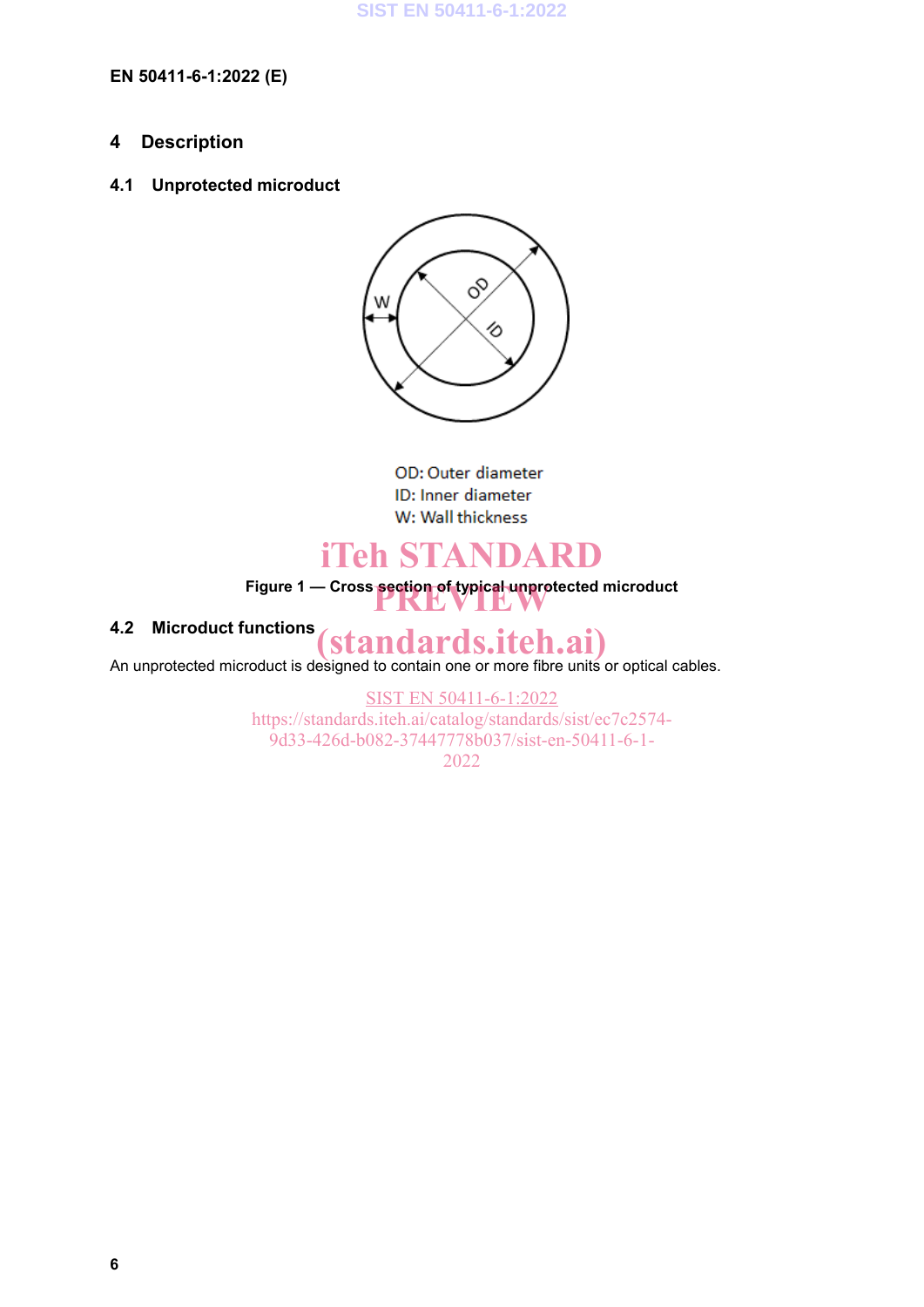# 4 Description

## 4.1 Unprotected microduct

OD: Outer diameter
ID: Inner diameter
W: Wall thickness

**Figure 1 — Cross section of typical unprotected microduct**

## 4.2 Microduct functions

An unprotected microduct is designed to contain one or more fibre units or optical cables.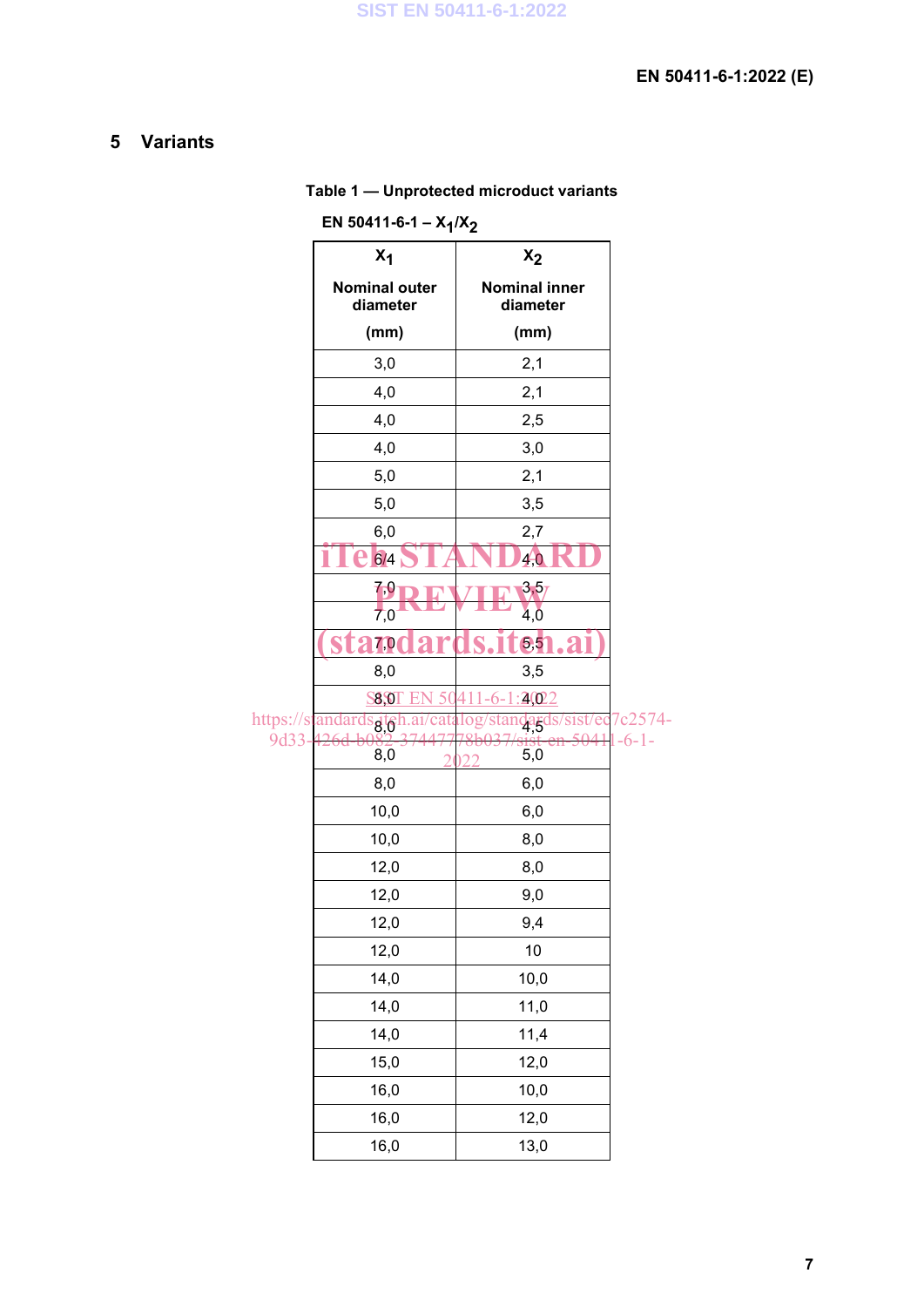## 5 Variants

**Table 1 — Unprotected microduct variants**

**EN 50411-6-1 – $X_1/X_2$**

| $X_1$ Nominal outer diameter (mm) | $X_2$ Nominal inner diameter (mm) |
|---|---|
| 3,0 | 2,1 |
| 4,0 | 2,1 |
| 4,0 | 2,5 |
| 4,0 | 3,0 |
| 5,0 | 2,1 |
| 5,0 | 3,5 |
| 6,0 | 2,7 |
| 6,4 | 4,0 |
| 7,0 | 3,5 |
| 7,0 | 4,0 |
| 7,0 | 5,5 |
| 8,0 | 3,5 |
| 8,0 | 4,0 |
| 8,0 | 4,5 |
| 8,0 | 5,0 |
| 8,0 | 6,0 |
| 10,0 | 6,0 |
| 10,0 | 8,0 |
| 12,0 | 8,0 |
| 12,0 | 9,0 |
| 12,0 | 9,4 |
| 12,0 | 10 |
| 14,0 | 10,0 |
| 14,0 | 11,0 |
| 14,0 | 11,4 |
| 15,0 | 12,0 |
| 16,0 | 10,0 |
| 16,0 | 12,0 |
| 16,0 | 13,0 |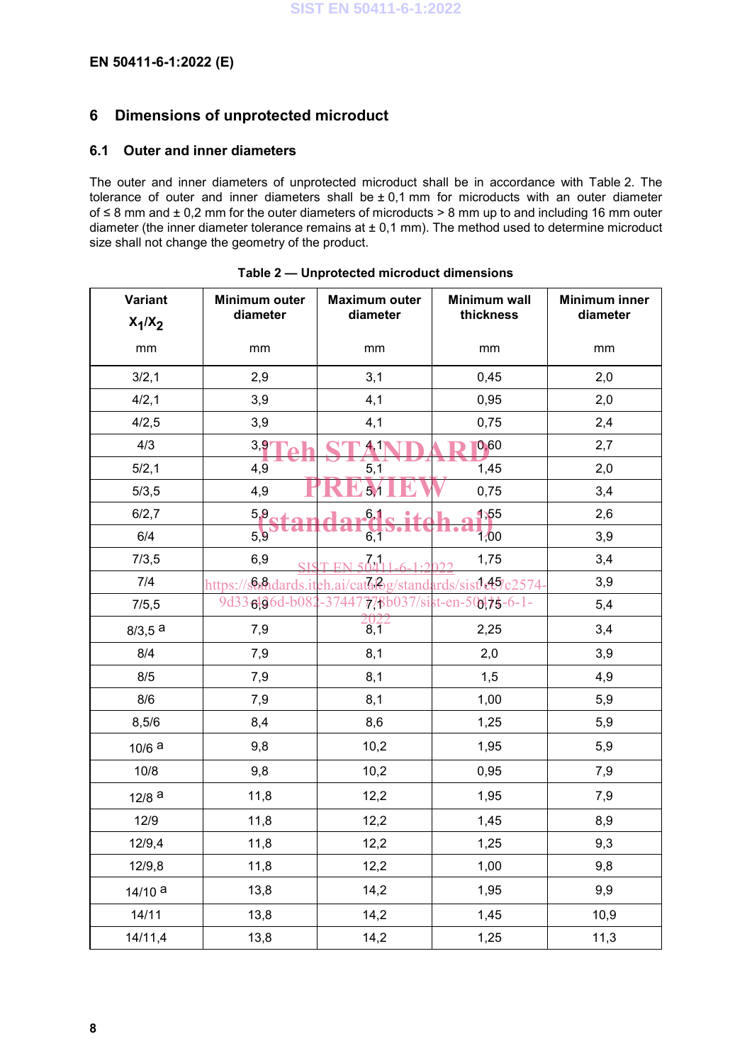## 6 Dimensions of unprotected microduct

### 6.1 Outer and inner diameters

The outer and inner diameters of unprotected microduct shall be in accordance with Table 2. The tolerance of outer and inner diameters shall be ± 0,1 mm for microducts with an outer diameter of ≤ 8 mm and ± 0,2 mm for the outer diameters of microducts > 8 mm up to and including 16 mm outer diameter (the inner diameter tolerance remains at ± 0,1 mm). The method used to determine microduct size shall not change the geometry of the product.

**Table 2 — Unprotected microduct dimensions**

| Variant $X_1/X_2$ mm | Minimum outer diameter mm | Maximum outer diameter mm | Minimum wall thickness mm | Minimum inner diameter mm |
|---|---|---|---|---|
| 3/2,1 | 2,9 | 3,1 | 0,45 | 2,0 |
| 4/2,1 | 3,9 | 4,1 | 0,95 | 2,0 |
| 4/2,5 | 3,9 | 4,1 | 0,75 | 2,4 |
| 4/3 | 3,9 | 4,1 | 0,60 | 2,7 |
| 5/2,1 | 4,9 | 5,1 | 1,45 | 2,0 |
| 5/3,5 | 4,9 | 5,1 | 0,75 | 3,4 |
| 6/2,7 | 5,9 | 6,1 | 1,55 | 2,6 |
| 6/4 | 5,9 | 6,1 | 1,00 | 3,9 |
| 7/3,5 | 6,9 | 7,1 | 1,75 | 3,4 |
| 7/4 | 6,8 | 7,2 | 1,45 | 3,9 |
| 7/5,5 | 6,9 | 7,1 | 0,75 | 5,4 |
| 8/3,5 [a] | 7,9 | 8,1 | 2,25 | 3,4 |
| 8/4 | 7,9 | 8,1 | 2,0 | 3,9 |
| 8/5 | 7,9 | 8,1 | 1,5 | 4,9 |
| 8/6 | 7,9 | 8,1 | 1,00 | 5,9 |
| 8,5/6 | 8,4 | 8,6 | 1,25 | 5,9 |
| 10/6 [a] | 9,8 | 10,2 | 1,95 | 5,9 |
| 10/8 | 9,8 | 10,2 | 0,95 | 7,9 |
| 12/8 [a] | 11,8 | 12,2 | 1,95 | 7,9 |
| 12/9 | 11,8 | 12,2 | 1,45 | 8,9 |
| 12/9,4 | 11,8 | 12,2 | 1,25 | 9,3 |
| 12/9,8 | 11,8 | 12,2 | 1,00 | 9,8 |
| 14/10 [a] | 13,8 | 14,2 | 1,95 | 9,9 |
| 14/11 | 13,8 | 14,2 | 1,45 | 10,9 |
| 14/11,4 | 13,8 | 14,2 | 1,25 | 11,3 |